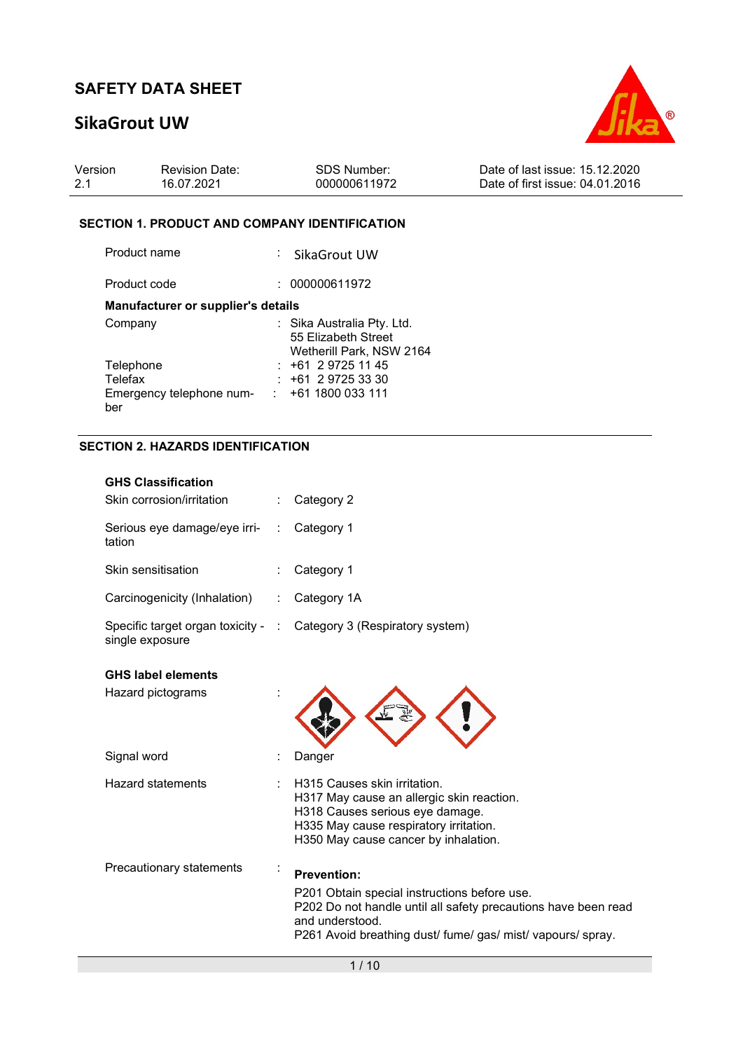# SAFETY DATA SHEET

## SikaGrout UW

| Version | Revision Date: | SDS Number: | Date of last issue: 15.12.2020 |
|---|---|---|---|
| 2.1 | 16.07.2021 | 000000611972 | Date of first issue: 04.01.2016 |

### SECTION 1. PRODUCT AND COMPANY IDENTIFICATION

Product name : SikaGrout UW

Product code : 000000611972

**Manufacturer or supplier's details**

Company : Sika Australia Pty. Ltd.
55 Elizabeth Street
Wetherill Park, NSW 2164

Telephone : +61 2 9725 11 45

Telefax : +61 2 9725 33 30

Emergency telephone number : +61 1800 033 111

### SECTION 2. HAZARDS IDENTIFICATION

**GHS Classification**

Skin corrosion/irritation : Category 2

Serious eye damage/eye irritation : Category 1

Skin sensitisation : Category 1

Carcinogenicity (Inhalation) : Category 1A

Specific target organ toxicity - single exposure : Category 3 (Respiratory system)

**GHS label elements**

Hazard pictograms :

Signal word : Danger

Hazard statements : H315 Causes skin irritation.
H317 May cause an allergic skin reaction.
H318 Causes serious eye damage.
H335 May cause respiratory irritation.
H350 May cause cancer by inhalation.

Precautionary statements :

**Prevention:**

P201 Obtain special instructions before use.
P202 Do not handle until all safety precautions have been read and understood.
P261 Avoid breathing dust/ fume/ gas/ mist/ vapours/ spray.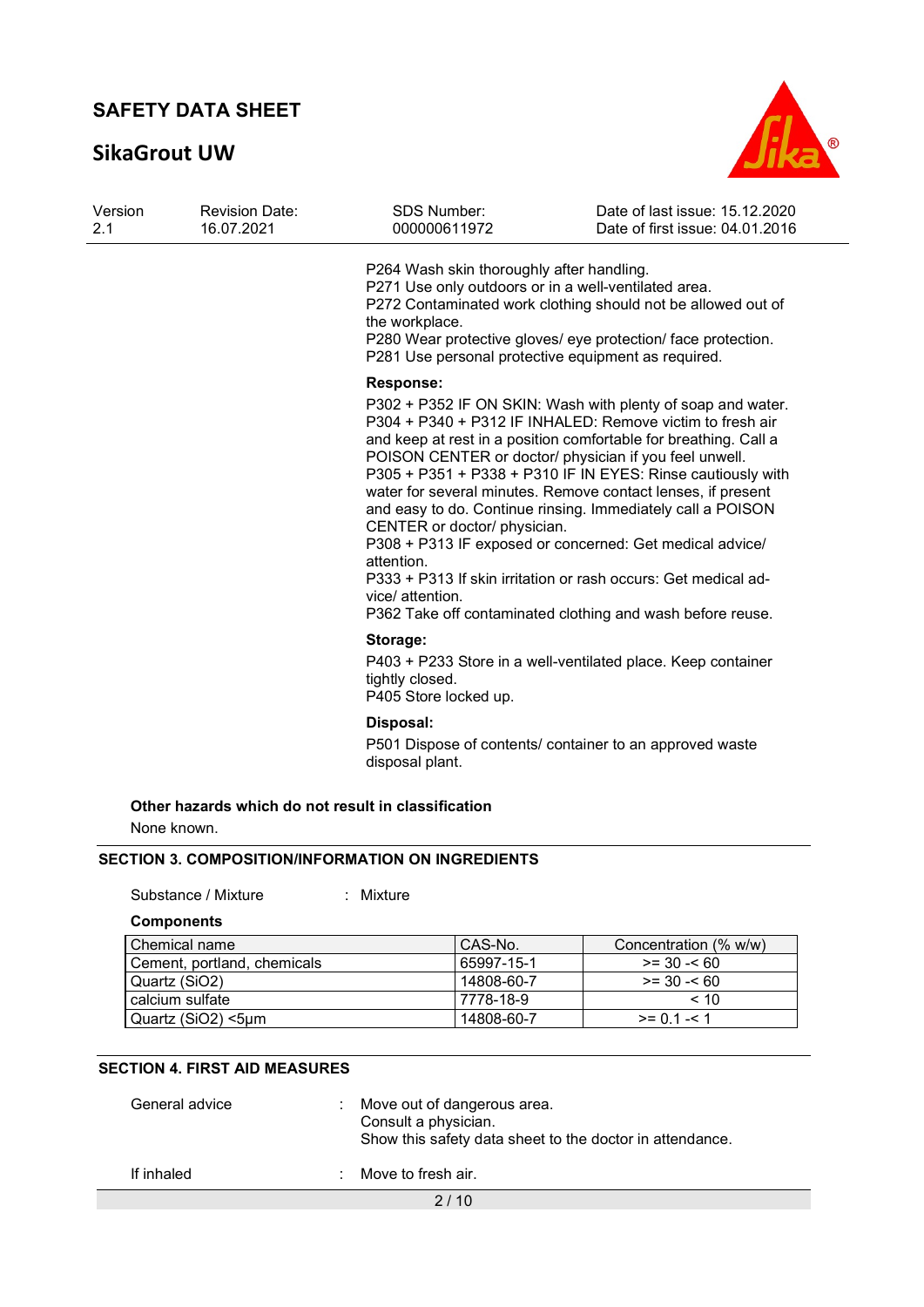P264 Wash skin thoroughly after handling.
P271 Use only outdoors or in a well-ventilated area.
P272 Contaminated work clothing should not be allowed out of the workplace.
P280 Wear protective gloves/ eye protection/ face protection.
P281 Use personal protective equipment as required.

**Response:**

P302 + P352 IF ON SKIN: Wash with plenty of soap and water.
P304 + P340 + P312 IF INHALED: Remove victim to fresh air and keep at rest in a position comfortable for breathing. Call a POISON CENTER or doctor/ physician if you feel unwell.
P305 + P351 + P338 + P310 IF IN EYES: Rinse cautiously with water for several minutes. Remove contact lenses, if present and easy to do. Continue rinsing. Immediately call a POISON CENTER or doctor/ physician.
P308 + P313 IF exposed or concerned: Get medical advice/ attention.
P333 + P313 If skin irritation or rash occurs: Get medical advice/ attention.
P362 Take off contaminated clothing and wash before reuse.

**Storage:**

P403 + P233 Store in a well-ventilated place. Keep container tightly closed.
P405 Store locked up.

**Disposal:**

P501 Dispose of contents/ container to an approved waste disposal plant.

**Other hazards which do not result in classification**

None known.

## SECTION 3. COMPOSITION/INFORMATION ON INGREDIENTS

Substance / Mixture : Mixture

**Components**

| Chemical name | CAS-No. | Concentration (% w/w) |
|---|---|---|
| Cement, portland, chemicals | 65997-15-1 | >= 30 -< 60 |
| Quartz ($SiO_2$) | 14808-60-7 | >= 30 -< 60 |
| calcium sulfate | 7778-18-9 | < 10 |
| Quartz ($SiO_2$) <5µm | 14808-60-7 | >= 0.1 -< 1 |

## SECTION 4. FIRST AID MEASURES

General advice : Move out of dangerous area.
Consult a physician.
Show this safety data sheet to the doctor in attendance.

If inhaled : Move to fresh air.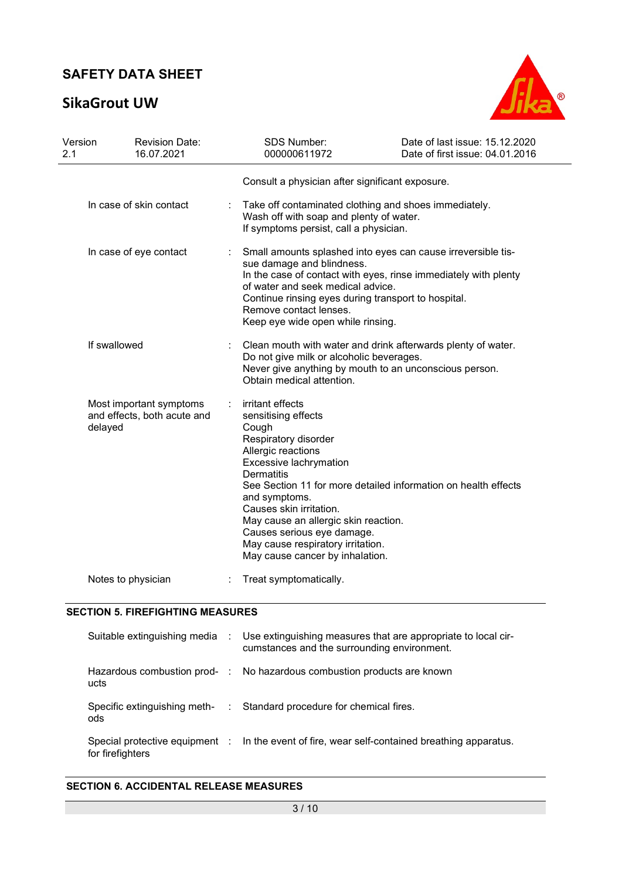| | | |
|---|---|---|
| | | Consult a physician after significant exposure. |
| In case of skin contact | : | Take off contaminated clothing and shoes immediately.<br>Wash off with soap and plenty of water.<br>If symptoms persist, call a physician. |
| In case of eye contact | : | Small amounts splashed into eyes can cause irreversible tissue damage and blindness.<br>In the case of contact with eyes, rinse immediately with plenty of water and seek medical advice.<br>Continue rinsing eyes during transport to hospital.<br>Remove contact lenses.<br>Keep eye wide open while rinsing. |
| If swallowed | : | Clean mouth with water and drink afterwards plenty of water.<br>Do not give milk or alcoholic beverages.<br>Never give anything by mouth to an unconscious person.<br>Obtain medical attention. |
| Most important symptoms and effects, both acute and delayed | : | irritant effects<br>sensitising effects<br>Cough<br>Respiratory disorder<br>Allergic reactions<br>Excessive lachrymation<br>Dermatitis<br>See Section 11 for more detailed information on health effects and symptoms.<br>Causes skin irritation.<br>May cause an allergic skin reaction.<br>Causes serious eye damage.<br>May cause respiratory irritation.<br>May cause cancer by inhalation. |
| Notes to physician | : | Treat symptomatically. |

## SECTION 5. FIREFIGHTING MEASURES

| | | |
|---|---|---|
| Suitable extinguishing media | : | Use extinguishing measures that are appropriate to local circumstances and the surrounding environment. |
| Hazardous combustion products | : | No hazardous combustion products are known |
| Specific extinguishing methods | : | Standard procedure for chemical fires. |
| Special protective equipment for firefighters | : | In the event of fire, wear self-contained breathing apparatus. |

## SECTION 6. ACCIDENTAL RELEASE MEASURES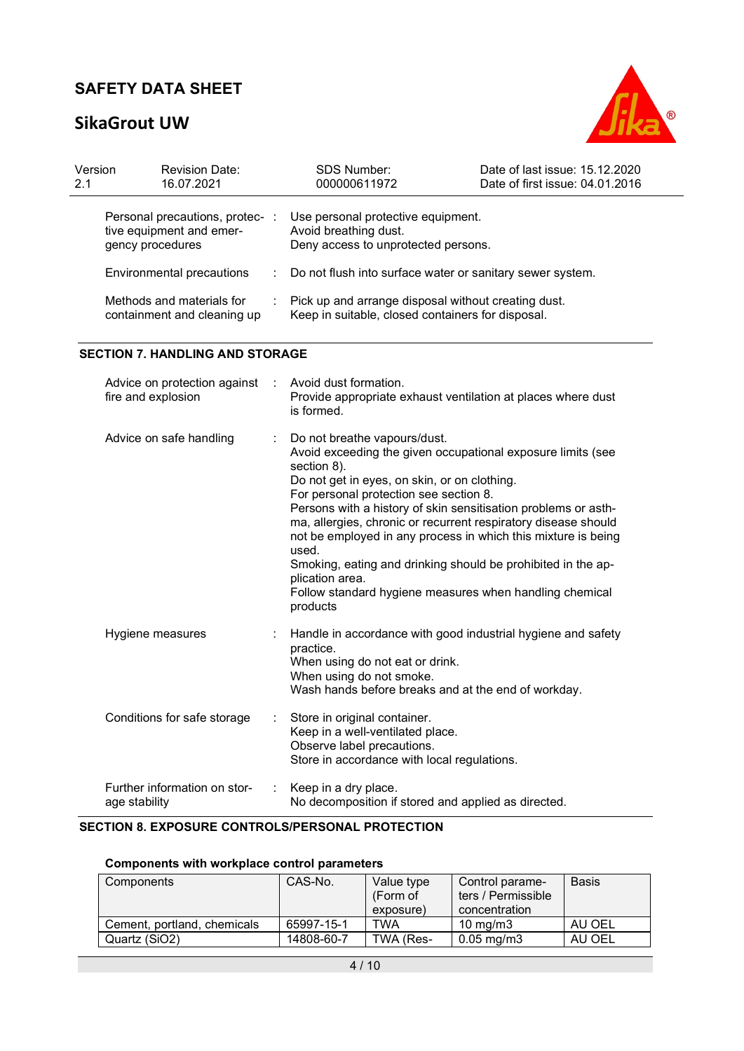| | | |
|---|---|---|
| Personal precautions, protective equipment and emergency procedures | : | Use personal protective equipment.<br>Avoid breathing dust.<br>Deny access to unprotected persons. |
| Environmental precautions | : | Do not flush into surface water or sanitary sewer system. |
| Methods and materials for containment and cleaning up | : | Pick up and arrange disposal without creating dust.<br>Keep in suitable, closed containers for disposal. |

## SECTION 7. HANDLING AND STORAGE

| | | |
|---|---|---|
| Advice on protection against fire and explosion | : | Avoid dust formation.<br>Provide appropriate exhaust ventilation at places where dust is formed. |
| Advice on safe handling | : | Do not breathe vapours/dust.<br>Avoid exceeding the given occupational exposure limits (see section 8).<br>Do not get in eyes, on skin, or on clothing.<br>For personal protection see section 8.<br>Persons with a history of skin sensitisation problems or asthma, allergies, chronic or recurrent respiratory disease should not be employed in any process in which this mixture is being used.<br>Smoking, eating and drinking should be prohibited in the application area.<br>Follow standard hygiene measures when handling chemical products |
| Hygiene measures | : | Handle in accordance with good industrial hygiene and safety practice.<br>When using do not eat or drink.<br>When using do not smoke.<br>Wash hands before breaks and at the end of workday. |
| Conditions for safe storage | : | Store in original container.<br>Keep in a well-ventilated place.<br>Observe label precautions.<br>Store in accordance with local regulations. |
| Further information on storage stability | : | Keep in a dry place.<br>No decomposition if stored and applied as directed. |

## SECTION 8. EXPOSURE CONTROLS/PERSONAL PROTECTION

### Components with workplace control parameters

| Components | CAS-No. | Value type (Form of exposure) | Control parameters / Permissible concentration | Basis |
|---|---|---|---|---|
| Cement, portland, chemicals | 65997-15-1 | TWA | 10 mg/m3 | AU OEL |
| Quartz ($SiO_2$) | 14808-60-7 | TWA (Res- | 0.05 mg/m3 | AU OEL |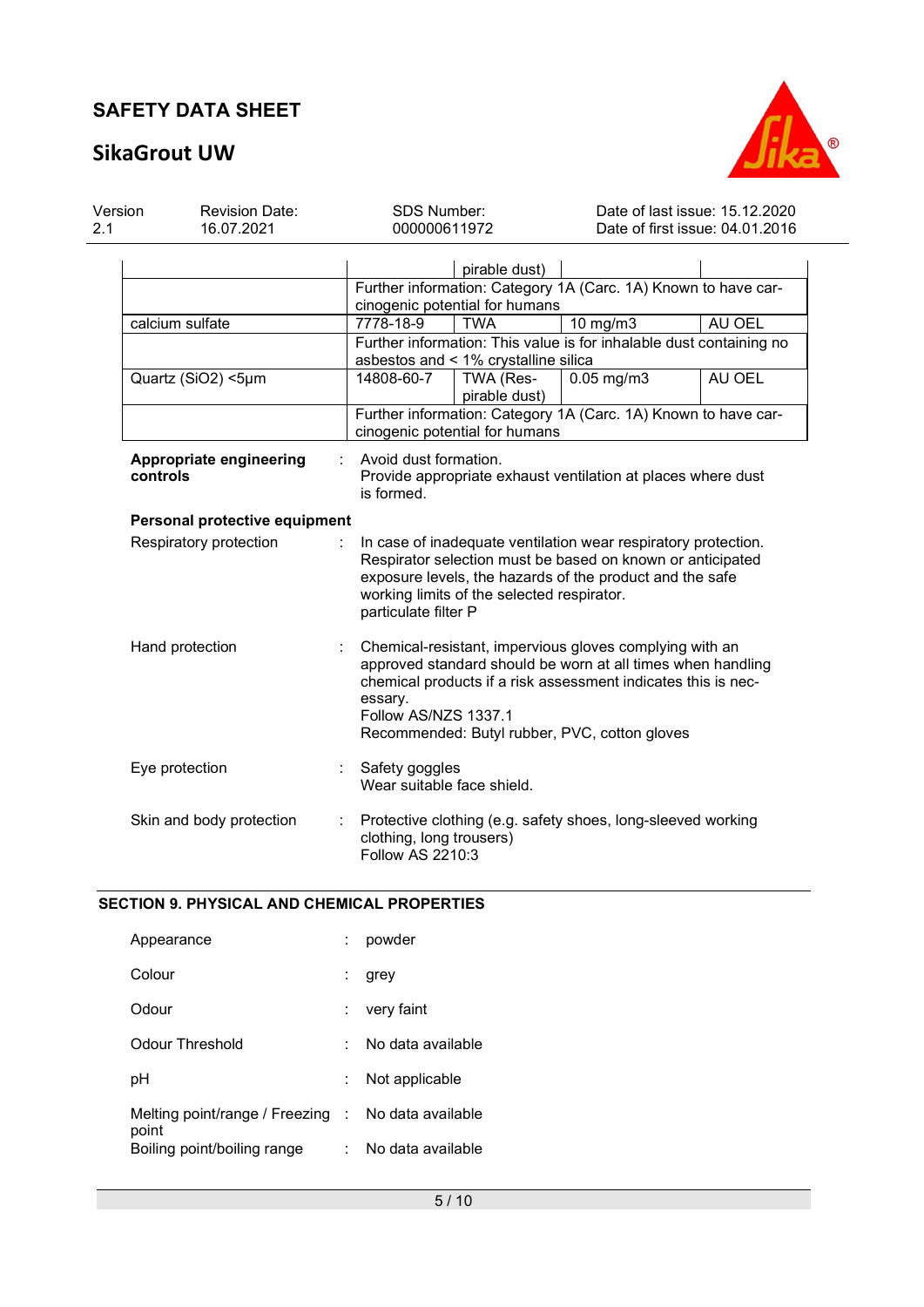| Components | CAS-No. | Value type (Form of exposure) | Control parameters | Basis |
|---|---|---|---|---|
| | | pirable dust) | | |
| | Further information: Category 1A (Carc. 1A) Known to have carcinogenic potential for humans | | | |
| calcium sulfate | 7778-18-9 | TWA | 10 mg/m3 | AU OEL |
| | Further information: This value is for inhalable dust containing no asbestos and < 1% crystalline silica | | | |
| Quartz ($SiO_2$) <5µm | 14808-60-7 | TWA (Respirable dust) | 0.05 mg/m3 | AU OEL |
| | Further information: Category 1A (Carc. 1A) Known to have carcinogenic potential for humans | | | |

**Appropriate engineering controls** : Avoid dust formation.
Provide appropriate exhaust ventilation at places where dust is formed.

**Personal protective equipment**

Respiratory protection : In case of inadequate ventilation wear respiratory protection.
Respirator selection must be based on known or anticipated exposure levels, the hazards of the product and the safe working limits of the selected respirator.
particulate filter P

Hand protection : Chemical-resistant, impervious gloves complying with an approved standard should be worn at all times when handling chemical products if a risk assessment indicates this is necessary.
Follow AS/NZS 1337.1
Recommended: Butyl rubber, PVC, cotton gloves

Eye protection : Safety goggles
Wear suitable face shield.

Skin and body protection : Protective clothing (e.g. safety shoes, long-sleeved working clothing, long trousers)
Follow AS 2210:3

## SECTION 9. PHYSICAL AND CHEMICAL PROPERTIES

Appearance : powder

Colour : grey

Odour : very faint

Odour Threshold : No data available

pH : Not applicable

Melting point/range / Freezing point : No data available

Boiling point/boiling range : No data available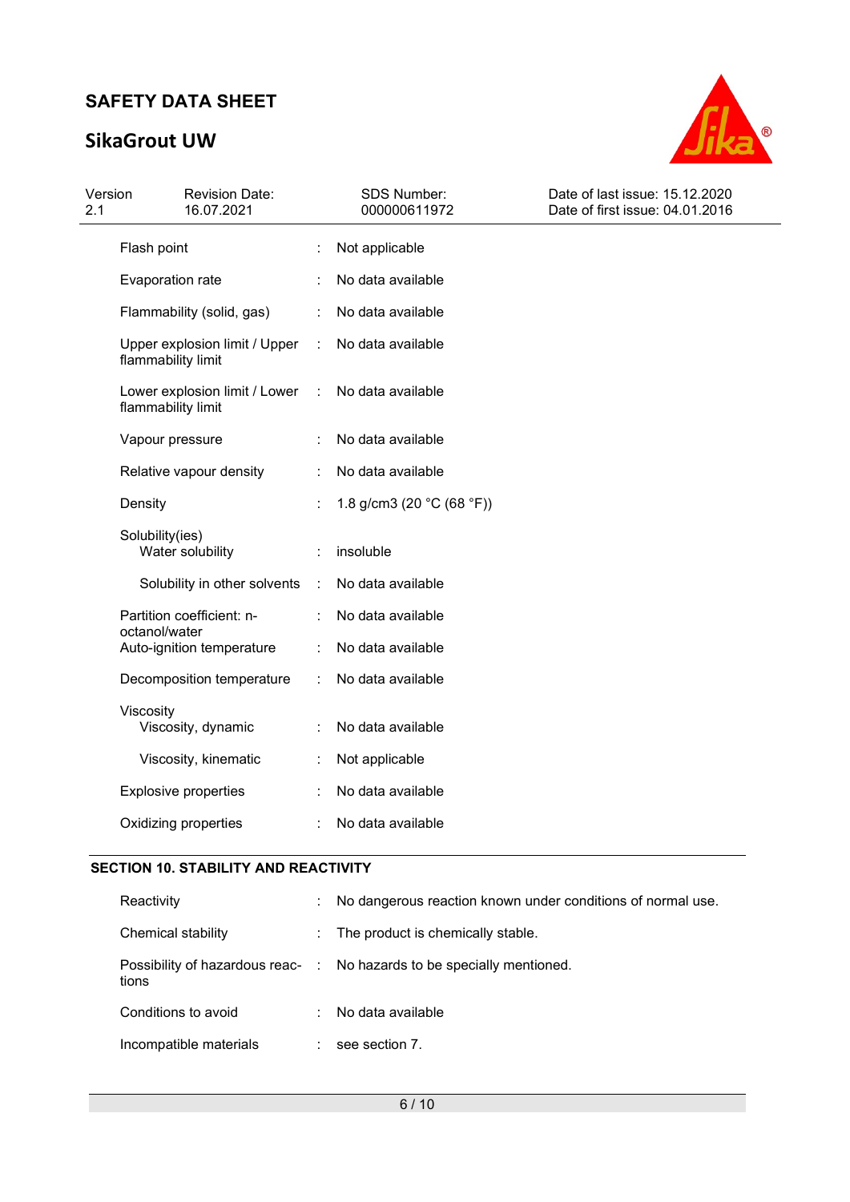| | | |
|---|---|---|
| Flash point | : | Not applicable |
| Evaporation rate | : | No data available |
| Flammability (solid, gas) | : | No data available |
| Upper explosion limit / Upper flammability limit | : | No data available |
| Lower explosion limit / Lower flammability limit | : | No data available |
| Vapour pressure | : | No data available |
| Relative vapour density | : | No data available |
| Density | : | 1.8 g/cm3 (20 °C (68 °F)) |
| Solubility(ies) | | |
| Water solubility | : | insoluble |
| Solubility in other solvents | : | No data available |
| Partition coefficient: n-octanol/water | : | No data available |
| Auto-ignition temperature | : | No data available |
| Decomposition temperature | : | No data available |
| Viscosity | | |
| Viscosity, dynamic | : | No data available |
| Viscosity, kinematic | : | Not applicable |
| Explosive properties | : | No data available |
| Oxidizing properties | : | No data available |

## SECTION 10. STABILITY AND REACTIVITY

| | | |
|---|---|---|
| Reactivity | : | No dangerous reaction known under conditions of normal use. |
| Chemical stability | : | The product is chemically stable. |
| Possibility of hazardous reactions | : | No hazards to be specially mentioned. |
| Conditions to avoid | : | No data available |
| Incompatible materials | : | see section 7. |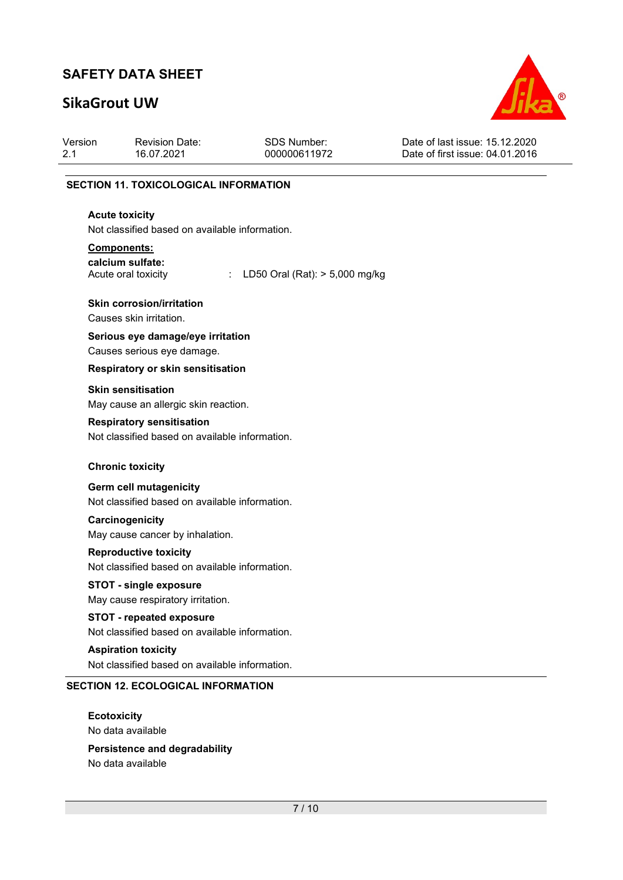## SECTION 11. TOXICOLOGICAL INFORMATION

**Acute toxicity**

Not classified based on available information.

**Components:**

**calcium sulfate:**

Acute oral toxicity : LD50 Oral (Rat): > 5,000 mg/kg

**Skin corrosion/irritation**

Causes skin irritation.

**Serious eye damage/eye irritation**

Causes serious eye damage.

**Respiratory or skin sensitisation**

**Skin sensitisation**

May cause an allergic skin reaction.

**Respiratory sensitisation**

Not classified based on available information.

**Chronic toxicity**

**Germ cell mutagenicity**

Not classified based on available information.

**Carcinogenicity**

May cause cancer by inhalation.

**Reproductive toxicity**

Not classified based on available information.

**STOT - single exposure**

May cause respiratory irritation.

**STOT - repeated exposure**

Not classified based on available information.

**Aspiration toxicity**

Not classified based on available information.

## SECTION 12. ECOLOGICAL INFORMATION

**Ecotoxicity**

No data available

**Persistence and degradability**

No data available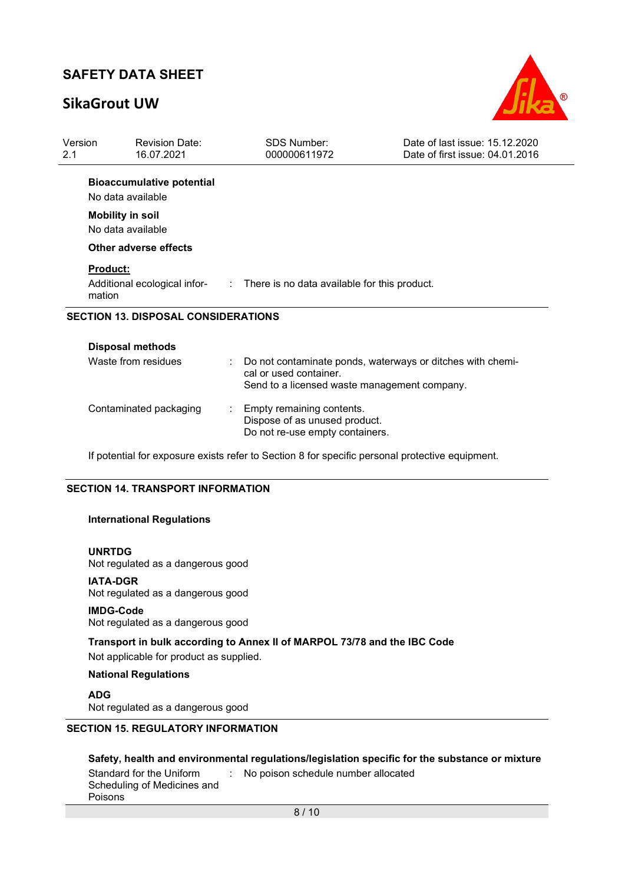**Bioaccumulative potential**

No data available

**Mobility in soil**

No data available

**Other adverse effects**

**Product:**

Additional ecological information : There is no data available for this product.

## SECTION 13. DISPOSAL CONSIDERATIONS

**Disposal methods**

Waste from residues : Do not contaminate ponds, waterways or ditches with chemical or used container.
Send to a licensed waste management company.

Contaminated packaging : Empty remaining contents.
Dispose of as unused product.
Do not re-use empty containers.

If potential for exposure exists refer to Section 8 for specific personal protective equipment.

## SECTION 14. TRANSPORT INFORMATION

**International Regulations**

**UNRTDG**
Not regulated as a dangerous good

**IATA-DGR**
Not regulated as a dangerous good

**IMDG-Code**
Not regulated as a dangerous good

**Transport in bulk according to Annex II of MARPOL 73/78 and the IBC Code**

Not applicable for product as supplied.

**National Regulations**

**ADG**
Not regulated as a dangerous good

## SECTION 15. REGULATORY INFORMATION

**Safety, health and environmental regulations/legislation specific for the substance or mixture**

Standard for the Uniform Scheduling of Medicines and Poisons : No poison schedule number allocated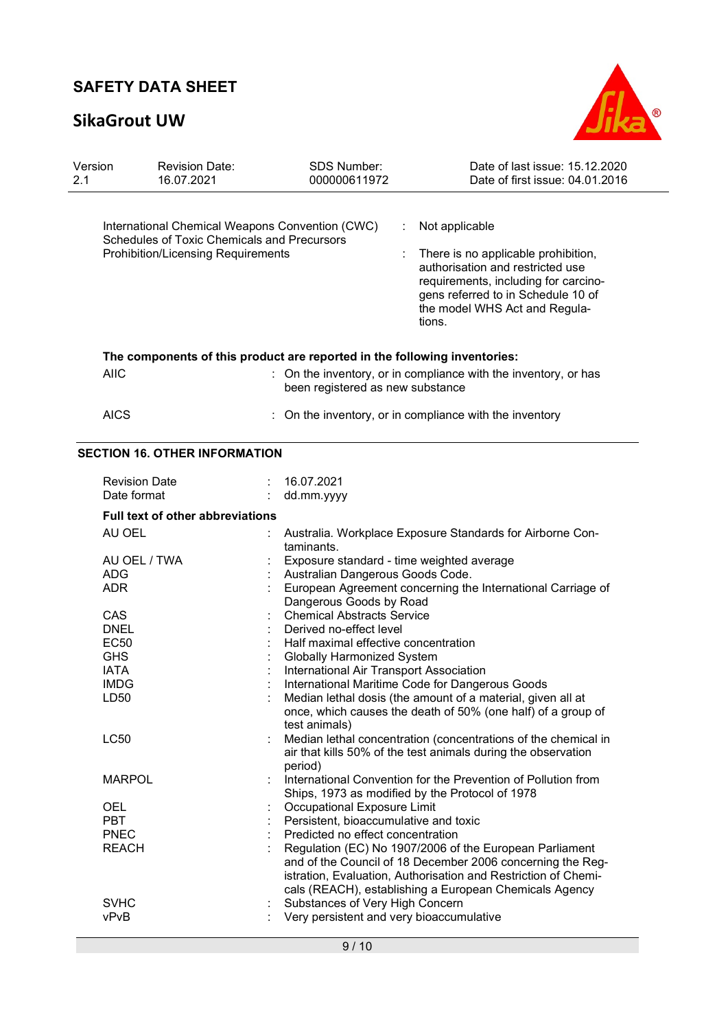| | | |
|---|---|---|
| International Chemical Weapons Convention (CWC) Schedules of Toxic Chemicals and Precursors | : | Not applicable |
| Prohibition/Licensing Requirements | : | There is no applicable prohibition, authorisation and restricted use requirements, including for carcinogens referred to in Schedule 10 of the model WHS Act and Regulations. |

**The components of this product are reported in the following inventories:**

| | | |
|---|---|---|
| AIIC | : | On the inventory, or in compliance with the inventory, or has been registered as new substance |
| AICS | : | On the inventory, or in compliance with the inventory |

## SECTION 16. OTHER INFORMATION

| | | |
|---|---|---|
| Revision Date | : | 16.07.2021 |
| Date format | : | dd.mm.yyyy |

**Full text of other abbreviations**

| | | |
|---|---|---|
| AU OEL | : | Australia. Workplace Exposure Standards for Airborne Contaminants. |
| AU OEL / TWA | : | Exposure standard - time weighted average |
| ADG | : | Australian Dangerous Goods Code. |
| ADR | : | European Agreement concerning the International Carriage of Dangerous Goods by Road |
| CAS | : | Chemical Abstracts Service |
| DNEL | : | Derived no-effect level |
| EC50 | : | Half maximal effective concentration |
| GHS | : | Globally Harmonized System |
| IATA | : | International Air Transport Association |
| IMDG | : | International Maritime Code for Dangerous Goods |
| LD50 | : | Median lethal dosis (the amount of a material, given all at once, which causes the death of 50% (one half) of a group of test animals) |
| LC50 | : | Median lethal concentration (concentrations of the chemical in air that kills 50% of the test animals during the observation period) |
| MARPOL | : | International Convention for the Prevention of Pollution from Ships, 1973 as modified by the Protocol of 1978 |
| OEL | : | Occupational Exposure Limit |
| PBT | : | Persistent, bioaccumulative and toxic |
| PNEC | : | Predicted no effect concentration |
| REACH | : | Regulation (EC) No 1907/2006 of the European Parliament and of the Council of 18 December 2006 concerning the Registration, Evaluation, Authorisation and Restriction of Chemicals (REACH), establishing a European Chemicals Agency |
| SVHC | : | Substances of Very High Concern |
| vPvB | : | Very persistent and very bioaccumulative |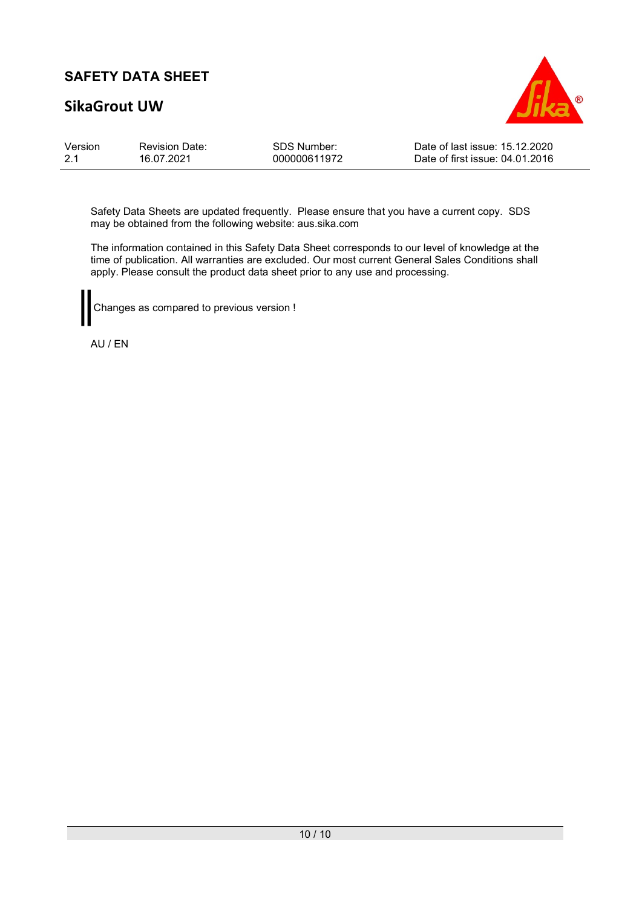Safety Data Sheets are updated frequently. Please ensure that you have a current copy. SDS may be obtained from the following website: aus.sika.com

The information contained in this Safety Data Sheet corresponds to our level of knowledge at the time of publication. All warranties are excluded. Our most current General Sales Conditions shall apply. Please consult the product data sheet prior to any use and processing.

Changes as compared to previous version !

AU / EN